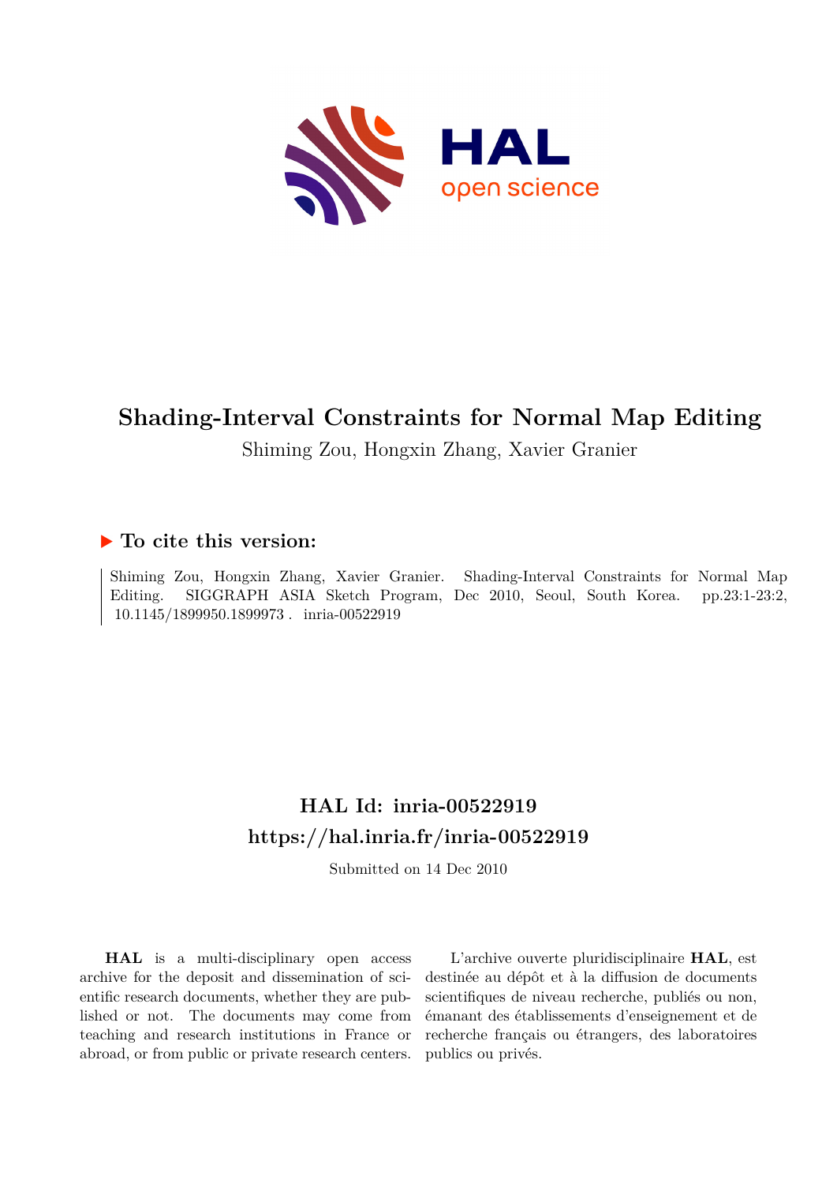# Shading-Interval Constraints for Normal Map Editing

Shiming Zou, Hongxin Zhang, Xavier Granier

## ▶ To cite this version:

Shiming Zou, Hongxin Zhang, Xavier Granier. Shading-Interval Constraints for Normal Map Editing. SIGGRAPH ASIA Sketch Program, Dec 2010, Seoul, South Korea. pp.23:1-23:2, 10.1145/1899950.1899973 . inria-00522919

## HAL Id: inria-00522919

## https://hal.inria.fr/inria-00522919

Submitted on 14 Dec 2010

**HAL** is a multi-disciplinary open access archive for the deposit and dissemination of scientific research documents, whether they are published or not. The documents may come from teaching and research institutions in France or abroad, or from public or private research centers.

L'archive ouverte pluridisciplinaire **HAL**, est destinée au dépôt et à la diffusion de documents scientifiques de niveau recherche, publiés ou non, émanant des établissements d'enseignement et de recherche français ou étrangers, des laboratoires publics ou privés.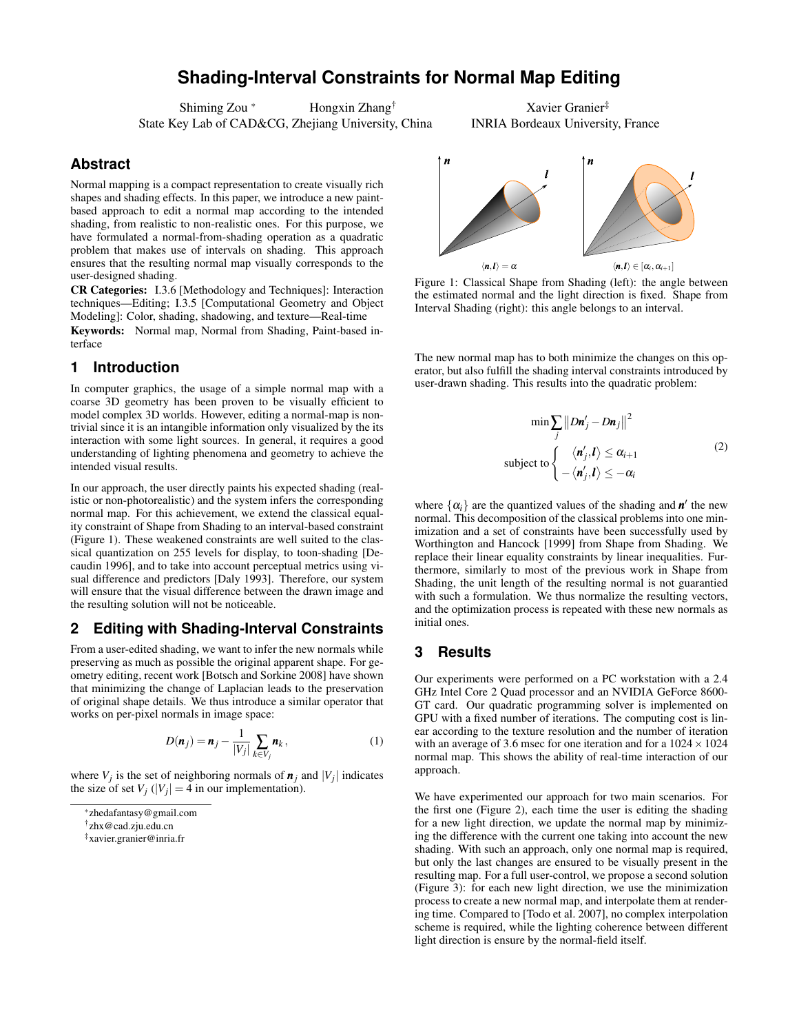# Shading-Interval Constraints for Normal Map Editing

Shiming Zou [*] Hongxin Zhang [†]
State Key Lab of CAD&CG, Zhejiang University, China

Xavier Granier [‡]
INRIA Bordeaux University, France

## Abstract

Normal mapping is a compact representation to create visually rich shapes and shading effects. In this paper, we introduce a new paint-based approach to edit a normal map according to the intended shading, from realistic to non-realistic ones. For this purpose, we have formulated a normal-from-shading operation as a quadratic problem that makes use of intervals on shading. This approach ensures that the resulting normal map visually corresponds to the user-designed shading.

**CR Categories:** I.3.6 [Methodology and Techniques]: Interaction techniques—Editing; I.3.5 [Computational Geometry and Object Modeling]: Color, shading, shadowing, and texture—Real-time

**Keywords:** Normal map, Normal from Shading, Paint-based interface

## 1 Introduction

In computer graphics, the usage of a simple normal map with a coarse 3D geometry has been proven to be visually efficient to model complex 3D worlds. However, editing a normal-map is non-trivial since it is an intangible information only visualized by the its interaction with some light sources. In general, it requires a good understanding of lighting phenomena and geometry to achieve the intended visual results.

In our approach, the user directly paints his expected shading (realistic or non-photorealistic) and the system infers the corresponding normal map. For this achievement, we extend the classical equality constraint of Shape from Shading to an interval-based constraint (Figure 1). These weakened constraints are well suited to the classical quantization on 255 levels for display, to toon-shading [Decaudin 1996], and to take into account perceptual metrics using visual difference and predictors [Daly 1993]. Therefore, our system will ensure that the visual difference between the drawn image and the resulting solution will not be noticeable.

## 2 Editing with Shading-Interval Constraints

From a user-edited shading, we want to infer the new normals while preserving as much as possible the original apparent shape. For geometry editing, recent work [Botsch and Sorkine 2008] have shown that minimizing the change of Laplacian leads to the preservation of original shape details. We thus introduce a similar operator that works on per-pixel normals in image space:

$$D(\boldsymbol{n}_j) = \boldsymbol{n}_j - \frac{1}{|V_j|}\sum_{k \in V_j} \boldsymbol{n}_k \,, \tag{1}$$

where $V_j$ is the set of neighboring normals of $\boldsymbol{n}_j$ and $|V_j|$ indicates the size of set $V_j$ ($|V_j| = 4$ in our implementation).

[*] zhedafantasy@gmail.com

[†] zhx@cad.zju.edu.cn

[‡] xavier.granier@inria.fr

$\langle \boldsymbol{n}, \boldsymbol{l} \rangle = \alpha$ $\qquad$ $\langle \boldsymbol{n}, \boldsymbol{l} \rangle \in [\alpha_i, \alpha_{i+1}]$

Figure 1: Classical Shape from Shading (left): the angle between the estimated normal and the light direction is fixed. Shape from Interval Shading (right): this angle belongs to an interval.

The new normal map has to both minimize the changes on this operator, but also fulfill the shading interval constraints introduced by user-drawn shading. This results into the quadratic problem:

$$\begin{gathered}
\min \sum_j \left\| D\boldsymbol{n}'_j - D\boldsymbol{n}_j \right\|^2 \\
\text{subject to} \begin{cases} \quad \langle \boldsymbol{n}'_j, \boldsymbol{l} \rangle \leq \alpha_{i+1} \\ -\langle \boldsymbol{n}'_j, \boldsymbol{l} \rangle \leq -\alpha_i \end{cases}
\end{gathered} \tag{2}$$

where $\{\alpha_i\}$ are the quantized values of the shading and $\boldsymbol{n}'$ the new normal. This decomposition of the classical problems into one minimization and a set of constraints have been successfully used by Worthington and Hancock [1999] from Shape from Shading. We replace their linear equality constraints by linear inequalities. Furthermore, similarly to most of the previous work in Shape from Shading, the unit length of the resulting normal is not guarantied with such a formulation. We thus normalize the resulting vectors, and the optimization process is repeated with these new normals as initial ones.

## 3 Results

Our experiments were performed on a PC workstation with a 2.4 GHz Intel Core 2 Quad processor and an NVIDIA GeForce 8600-GT card. Our quadratic programming solver is implemented on GPU with a fixed number of iterations. The computing cost is linear according to the texture resolution and the number of iteration with an average of 3.6 msec for one iteration and for a $1024 \times 1024$ normal map. This shows the ability of real-time interaction of our approach.

We have experimented our approach for two main scenarios. For the first one (Figure 2), each time the user is editing the shading for a new light direction, we update the normal map by minimizing the difference with the current one taking into account the new shading. With such an approach, only one normal map is required, but only the last changes are ensured to be visually present in the resulting map. For a full user-control, we propose a second solution (Figure 3): for each new light direction, we use the minimization process to create a new normal map, and interpolate them at rendering time. Compared to [Todo et al. 2007], no complex interpolation scheme is required, while the lighting coherence between different light direction is ensure by the normal-field itself.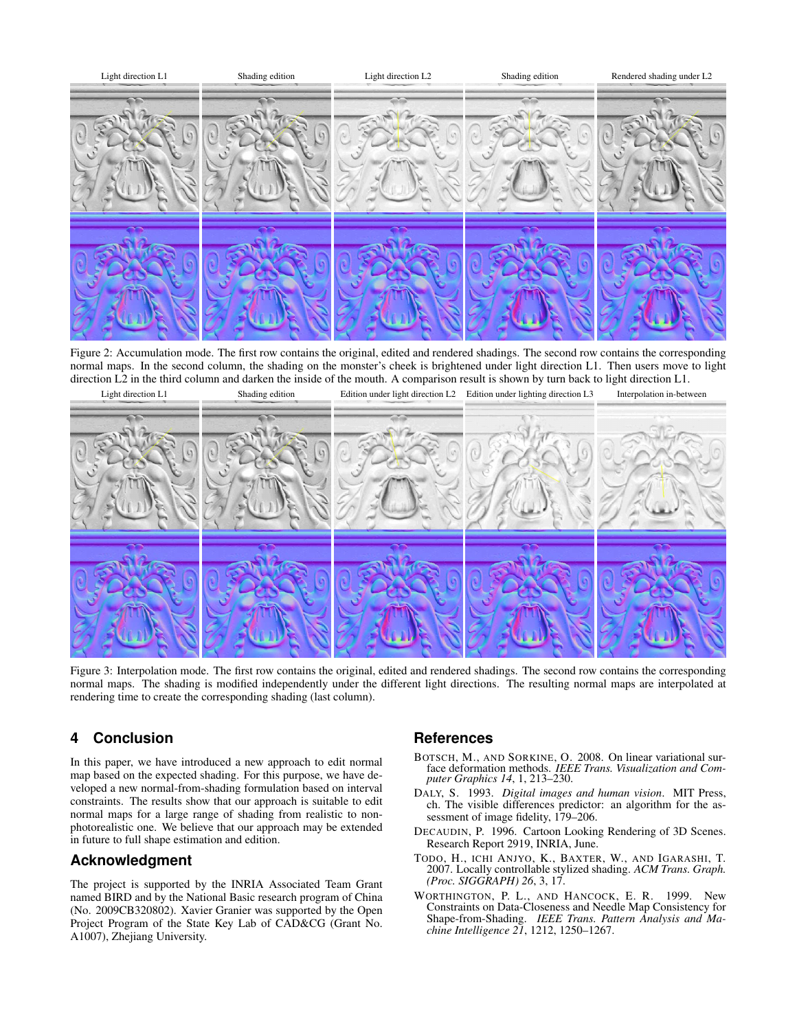Light direction L1

Shading edition

Light direction L2

Shading edition

Rendered shading under L2

Figure 2: Accumulation mode. The first row contains the original, edited and rendered shadings. The second row contains the corresponding normal maps. In the second column, the shading on the monster's cheek is brightened under light direction L1. Then users move to light direction L2 in the third column and darken the inside of the mouth. A comparison result is shown by turn back to light direction L1.

Light direction L1

Shading edition

Edition under light direction L2

Edition under lighting direction L3

Interpolation in-between

Figure 3: Interpolation mode. The first row contains the original, edited and rendered shadings. The second row contains the corresponding normal maps. The shading is modified independently under the different light directions. The resulting normal maps are interpolated at rendering time to create the corresponding shading (last column).

## 4 Conclusion

In this paper, we have introduced a new approach to edit normal map based on the expected shading. For this purpose, we have developed a new normal-from-shading formulation based on interval constraints. The results show that our approach is suitable to edit normal maps for a large range of shading from realistic to non-photorealistic one. We believe that our approach may be extended in future to full shape estimation and edition.

## Acknowledgment

The project is supported by the INRIA Associated Team Grant named BIRD and by the National Basic research program of China (No. 2009CB320802). Xavier Granier was supported by the Open Project Program of the State Key Lab of CAD&CG (Grant No. A1007), Zhejiang University.

## References

BOTSCH, M., AND SORKINE, O. 2008. On linear variational surface deformation methods. *IEEE Trans. Visualization and Computer Graphics 14*, 1, 213–230.

DALY, S. 1993. *Digital images and human vision*. MIT Press, ch. The visible differences predictor: an algorithm for the assessment of image fidelity, 179–206.

DECAUDIN, P. 1996. Cartoon Looking Rendering of 3D Scenes. Research Report 2919, INRIA, June.

TODO, H., ICHI ANJYO, K., BAXTER, W., AND IGARASHI, T. 2007. Locally controllable stylized shading. *ACM Trans. Graph. (Proc. SIGGRAPH) 26*, 3, 17.

WORTHINGTON, P. L., AND HANCOCK, E. R. 1999. New Constraints on Data-Closeness and Needle Map Consistency for Shape-from-Shading. *IEEE Trans. Pattern Analysis and Machine Intelligence 21*, 1212, 1250–1267.